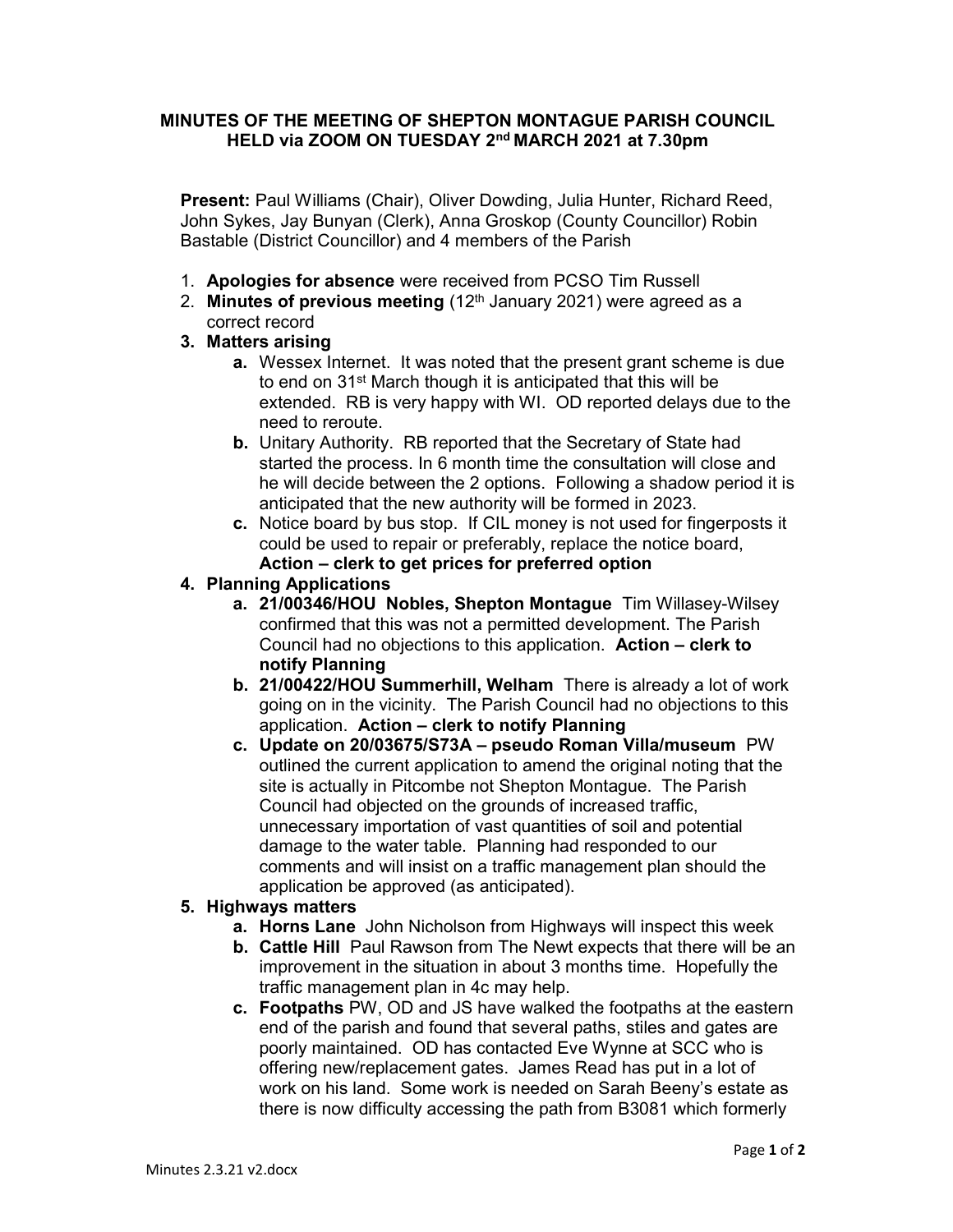# MINUTES OF THE MEETING OF SHEPTON MONTAGUE PARISH COUNCIL HELD via ZOOM ON TUESDAY 2nd MARCH 2021 at 7.30pm

**Present:** Paul Williams (Chair), Oliver Dowding, Julia Hunter, Richard Reed, John Sykes, Jay Bunyan (Clerk), Anna Groskop (County Councillor) Robin Bastable (District Councillor) and 4 members of the Parish

1. **Apologies for absence** were received from PCSO Tim Russell
2. **Minutes of previous meeting** (12th January 2021) were agreed as a correct record
3. **Matters arising**
   a. Wessex Internet. It was noted that the present grant scheme is due to end on 31st March though it is anticipated that this will be extended. RB is very happy with WI. OD reported delays due to the need to reroute.
   b. Unitary Authority. RB reported that the Secretary of State had started the process. In 6 month time the consultation will close and he will decide between the 2 options. Following a shadow period it is anticipated that the new authority will be formed in 2023.
   c. Notice board by bus stop. If CIL money is not used for fingerposts it could be used to repair or preferably, replace the notice board, **Action – clerk to get prices for preferred option**
4. **Planning Applications**
   a. **21/00346/HOU Nobles, Shepton Montague** Tim Willasey-Wilsey confirmed that this was not a permitted development. The Parish Council had no objections to this application. **Action – clerk to notify Planning**
   b. **21/00422/HOU Summerhill, Welham** There is already a lot of work going on in the vicinity. The Parish Council had no objections to this application. **Action – clerk to notify Planning**
   c. **Update on 20/03675/S73A – pseudo Roman Villa/museum** PW outlined the current application to amend the original noting that the site is actually in Pitcombe not Shepton Montague. The Parish Council had objected on the grounds of increased traffic, unnecessary importation of vast quantities of soil and potential damage to the water table. Planning had responded to our comments and will insist on a traffic management plan should the application be approved (as anticipated).
5. **Highways matters**
   a. **Horns Lane** John Nicholson from Highways will inspect this week
   b. **Cattle Hill** Paul Rawson from The Newt expects that there will be an improvement in the situation in about 3 months time. Hopefully the traffic management plan in 4c may help.
   c. **Footpaths** PW, OD and JS have walked the footpaths at the eastern end of the parish and found that several paths, stiles and gates are poorly maintained. OD has contacted Eve Wynne at SCC who is offering new/replacement gates. James Read has put in a lot of work on his land. Some work is needed on Sarah Beeny's estate as there is now difficulty accessing the path from B3081 which formerly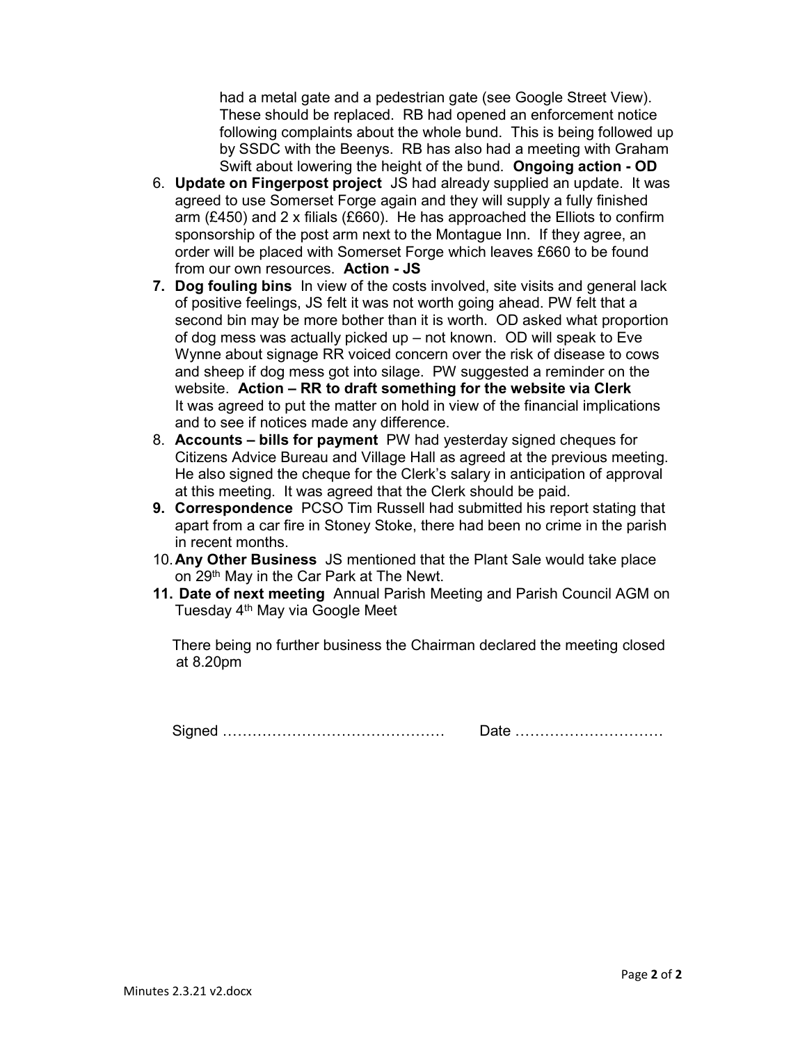had a metal gate and a pedestrian gate (see Google Street View). These should be replaced. RB had opened an enforcement notice following complaints about the whole bund. This is being followed up by SSDC with the Beenys. RB has also had a meeting with Graham Swift about lowering the height of the bund. **Ongoing action - OD**

6. **Update on Fingerpost project** JS had already supplied an update. It was agreed to use Somerset Forge again and they will supply a fully finished arm (£450) and 2 x filials (£660). He has approached the Elliots to confirm sponsorship of the post arm next to the Montague Inn. If they agree, an order will be placed with Somerset Forge which leaves £660 to be found from our own resources. **Action - JS**
7. **Dog fouling bins** In view of the costs involved, site visits and general lack of positive feelings, JS felt it was not worth going ahead. PW felt that a second bin may be more bother than it is worth. OD asked what proportion of dog mess was actually picked up – not known. OD will speak to Eve Wynne about signage RR voiced concern over the risk of disease to cows and sheep if dog mess got into silage. PW suggested a reminder on the website. **Action – RR to draft something for the website via Clerk**
   It was agreed to put the matter on hold in view of the financial implications and to see if notices made any difference.
8. **Accounts – bills for payment** PW had yesterday signed cheques for Citizens Advice Bureau and Village Hall as agreed at the previous meeting. He also signed the cheque for the Clerk's salary in anticipation of approval at this meeting. It was agreed that the Clerk should be paid.
9. **Correspondence** PCSO Tim Russell had submitted his report stating that apart from a car fire in Stoney Stoke, there had been no crime in the parish in recent months.
10. **Any Other Business** JS mentioned that the Plant Sale would take place on 29th May in the Car Park at The Newt.
11. **Date of next meeting** Annual Parish Meeting and Parish Council AGM on Tuesday 4th May via Google Meet

There being no further business the Chairman declared the meeting closed at 8.20pm

Signed ……………………………………… Date …………………………

Minutes 2.3.21 v2.docx